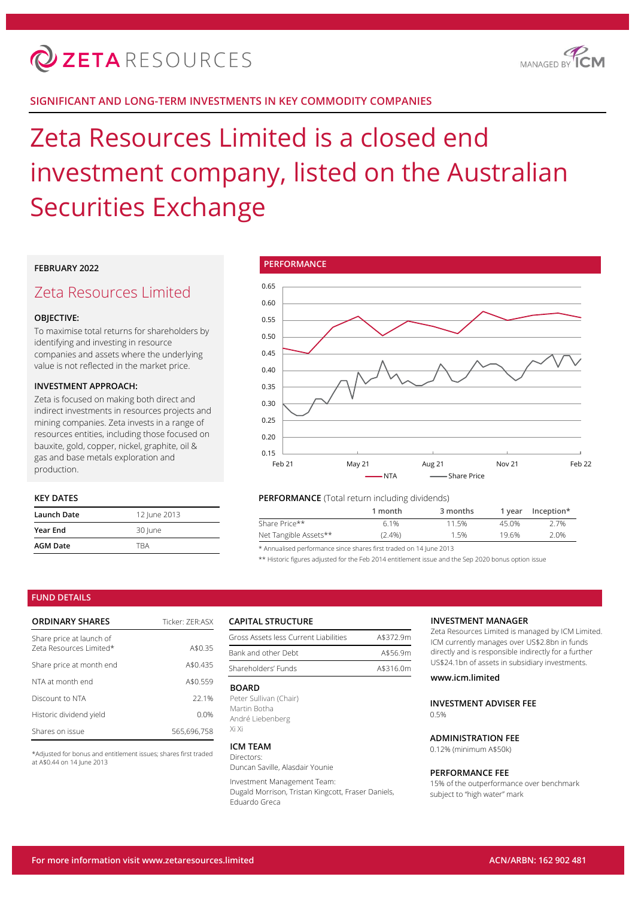# ZETA RESOURCES

MANAGED BY ICM

## SIGNIFICANT AND LONG-TERM INVESTMENTS IN KEY COMMODITY COMPANIES

# Zeta Resources Limited is a closed end investment company, listed on the Australian Securities Exchange

**FEBRUARY 2022**

## Zeta Resources Limited

### OBJECTIVE:

To maximise total returns for shareholders by identifying and investing in resource companies and assets where the underlying value is not reflected in the market price.

### INVESTMENT APPROACH:

Zeta is focused on making both direct and indirect investments in resources projects and mining companies. Zeta invests in a range of resources entities, including those focused on bauxite, gold, copper, nickel, graphite, oil & gas and base metals exploration and production.

### KEY DATES

| | |
|---|---|
| **Launch Date** | 12 June 2013 |
| **Year End** | 30 June |
| **AGM Date** | TBA |

## PERFORMANCE

Chart legend: NTA, Share Price (Feb 21 – Feb 22)

**PERFORMANCE** (Total return including dividends)

| | 1 month | 3 months | 1 year | Inception* |
|---|---|---|---|---|
| Share Price** | 6.1% | 11.5% | 45.0% | 2.7% |
| Net Tangible Assets** | (2.4%) | 1.5% | 19.6% | 2.0% |

\* Annualised performance since shares first traded on 14 June 2013

\*\* Historic figures adjusted for the Feb 2014 entitlement issue and the Sep 2020 bonus option issue

## FUND DETAILS

### ORDINARY SHARES

Ticker: ZER:ASX

| | |
|---|---|
| Share price at launch of Zeta Resources Limited* | A$0.35 |
| Share price at month end | A$0.435 |
| NTA at month end | A$0.559 |
| Discount to NTA | 22.1% |
| Historic dividend yield | 0.0% |
| Shares on issue | 565,696,758 |

*Adjusted for bonus and entitlement issues; shares first traded at A$0.44 on 14 June 2013

### CAPITAL STRUCTURE

| | |
|---|---|
| Gross Assets less Current Liabilities | A$372.9m |
| Bank and other Debt | A$56.9m |
| Shareholders' Funds | A$316.0m |

### BOARD

Peter Sullivan (Chair)
Martin Botha
André Liebenberg
Xi Xi

### ICM TEAM

Directors:
Duncan Saville, Alasdair Younie

Investment Management Team:
Dugald Morrison, Tristan Kingcott, Fraser Daniels, Eduardo Greca

### INVESTMENT MANAGER

Zeta Resources Limited is managed by ICM Limited. ICM currently manages over US$2.8bn in funds directly and is responsible indirectly for a further US$24.1bn of assets in subsidiary investments.

**www.icm.limited**

### INVESTMENT ADVISER FEE

0.5%

### ADMINISTRATION FEE

0.12% (minimum A$50k)

### PERFORMANCE FEE

15% of the outperformance over benchmark subject to "high water" mark

For more information visit www.zetaresources.limited

ACN/ARBN: 162 902 481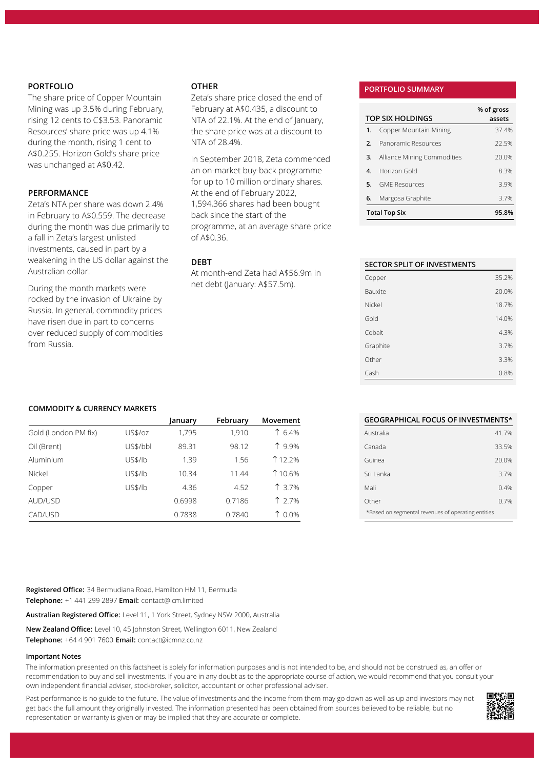## PORTFOLIO

The share price of Copper Mountain Mining was up 3.5% during February, rising 12 cents to C$3.53. Panoramic Resources' share price was up 4.1% during the month, rising 1 cent to A$0.255. Horizon Gold's share price was unchanged at A$0.42.

## PERFORMANCE

Zeta's NTA per share was down 2.4% in February to A$0.559. The decrease during the month was due primarily to a fall in Zeta's largest unlisted investments, caused in part by a weakening in the US dollar against the Australian dollar.

During the month markets were rocked by the invasion of Ukraine by Russia. In general, commodity prices have risen due in part to concerns over reduced supply of commodities from Russia.

## OTHER

Zeta's share price closed the end of February at A$0.435, a discount to NTA of 22.1%. At the end of January, the share price was at a discount to NTA of 28.4%.

In September 2018, Zeta commenced an on-market buy-back programme for up to 10 million ordinary shares. At the end of February 2022, 1,594,366 shares had been bought back since the start of the programme, at an average share price of A$0.36.

## DEBT

At month-end Zeta had A$56.9m in net debt (January: A$57.5m).

## PORTFOLIO SUMMARY

| | TOP SIX HOLDINGS | % of gross assets |
|---|---|---|
| 1. | Copper Mountain Mining | 37.4% |
| 2. | Panoramic Resources | 22.5% |
| 3. | Alliance Mining Commodities | 20.0% |
| 4. | Horizon Gold | 8.3% |
| 5. | GME Resources | 3.9% |
| 6. | Margosa Graphite | 3.7% |
| | **Total Top Six** | **95.8%** |

### SECTOR SPLIT OF INVESTMENTS

| | |
|---|---|
| Copper | 35.2% |
| Bauxite | 20.0% |
| Nickel | 18.7% |
| Gold | 14.0% |
| Cobalt | 4.3% |
| Graphite | 3.7% |
| Other | 3.3% |
| Cash | 0.8% |

### COMMODITY & CURRENCY MARKETS

| | | January | February | Movement |
|---|---|---|---|---|
| Gold (London PM fix) | US$/oz | 1,795 | 1,910 | ↑ 6.4% |
| Oil (Brent) | US$/bbl | 89.31 | 98.12 | ↑ 9.9% |
| Aluminium | US$/lb | 1.39 | 1.56 | ↑ 12.2% |
| Nickel | US$/lb | 10.34 | 11.44 | ↑ 10.6% |
| Copper | US$/lb | 4.36 | 4.52 | ↑ 3.7% |
| AUD/USD | | 0.6998 | 0.7186 | ↑ 2.7% |
| CAD/USD | | 0.7838 | 0.7840 | ↑ 0.0% |

### GEOGRAPHICAL FOCUS OF INVESTMENTS*

| | |
|---|---|
| Australia | 41.7% |
| Canada | 33.5% |
| Guinea | 20.0% |
| Sri Lanka | 3.7% |
| Mali | 0.4% |
| Other | 0.7% |

*Based on segmental revenues of operating entities

**Registered Office:** 34 Bermudiana Road, Hamilton HM 11, Bermuda
**Telephone:** +1 441 299 2897 **Email:** contact@icm.limited

**Australian Registered Office:** Level 11, 1 York Street, Sydney NSW 2000, Australia

**New Zealand Office:** Level 10, 45 Johnston Street, Wellington 6011, New Zealand
**Telephone:** +64 4 901 7600 **Email:** contact@icmnz.co.nz

**Important Notes**

The information presented on this factsheet is solely for information purposes and is not intended to be, and should not be construed as, an offer or recommendation to buy and sell investments. If you are in any doubt as to the appropriate course of action, we would recommend that you consult your own independent financial adviser, stockbroker, solicitor, accountant or other professional adviser.

Past performance is no guide to the future. The value of investments and the income from them may go down as well as up and investors may not get back the full amount they originally invested. The information presented has been obtained from sources believed to be reliable, but no representation or warranty is given or may be implied that they are accurate or complete.